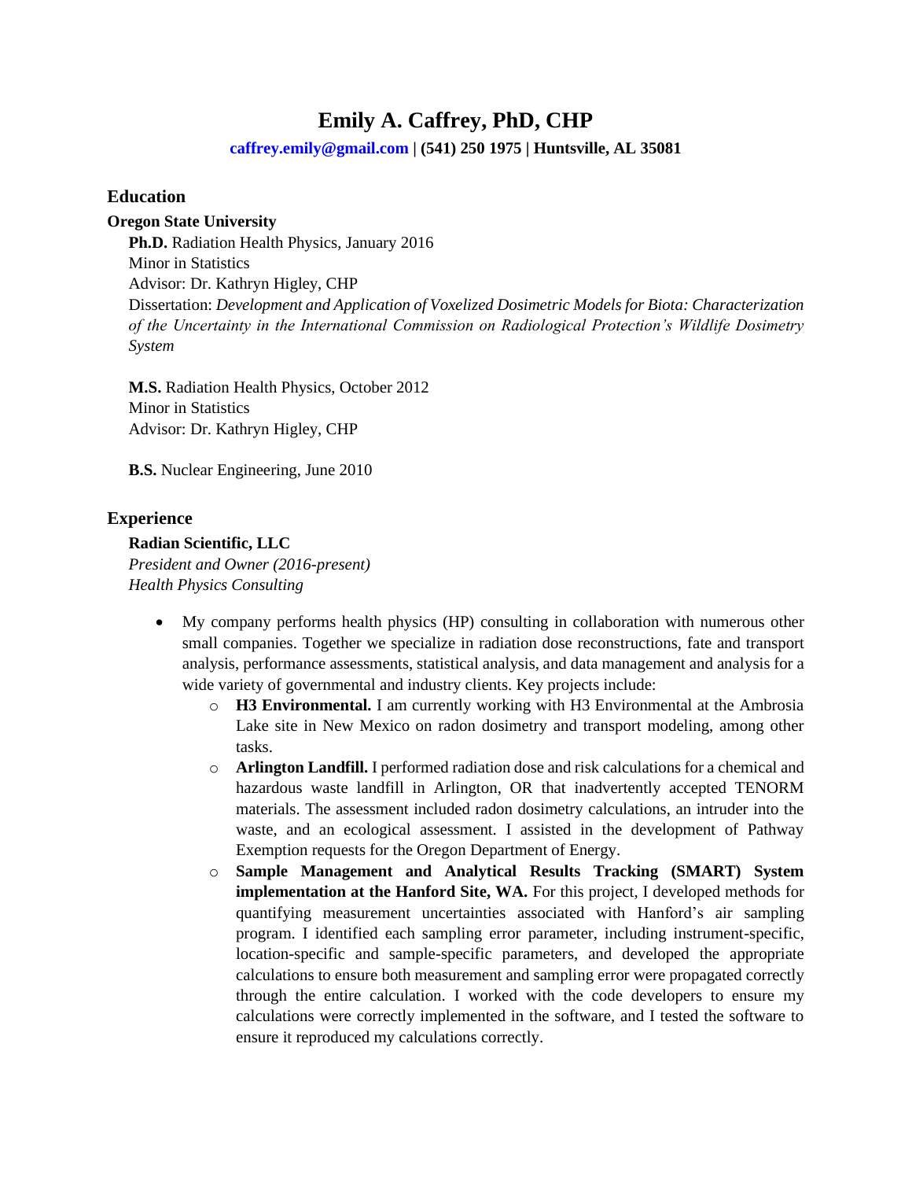# Emily A. Caffrey, PhD, CHP

**caffrey.emily@gmail.com | (541) 250 1975 | Huntsville, AL 35081**

## Education

### Oregon State University

**Ph.D.** Radiation Health Physics, January 2016
Minor in Statistics
Advisor: Dr. Kathryn Higley, CHP
Dissertation: *Development and Application of Voxelized Dosimetric Models for Biota: Characterization of the Uncertainty in the International Commission on Radiological Protection's Wildlife Dosimetry System*

**M.S.** Radiation Health Physics, October 2012
Minor in Statistics
Advisor: Dr. Kathryn Higley, CHP

**B.S.** Nuclear Engineering, June 2010

## Experience

### Radian Scientific, LLC

*President and Owner (2016-present)*
*Health Physics Consulting*

- My company performs health physics (HP) consulting in collaboration with numerous other small companies. Together we specialize in radiation dose reconstructions, fate and transport analysis, performance assessments, statistical analysis, and data management and analysis for a wide variety of governmental and industry clients. Key projects include:
  - **H3 Environmental.** I am currently working with H3 Environmental at the Ambrosia Lake site in New Mexico on radon dosimetry and transport modeling, among other tasks.
  - **Arlington Landfill.** I performed radiation dose and risk calculations for a chemical and hazardous waste landfill in Arlington, OR that inadvertently accepted TENORM materials. The assessment included radon dosimetry calculations, an intruder into the waste, and an ecological assessment. I assisted in the development of Pathway Exemption requests for the Oregon Department of Energy.
  - **Sample Management and Analytical Results Tracking (SMART) System implementation at the Hanford Site, WA.** For this project, I developed methods for quantifying measurement uncertainties associated with Hanford's air sampling program. I identified each sampling error parameter, including instrument-specific, location-specific and sample-specific parameters, and developed the appropriate calculations to ensure both measurement and sampling error were propagated correctly through the entire calculation. I worked with the code developers to ensure my calculations were correctly implemented in the software, and I tested the software to ensure it reproduced my calculations correctly.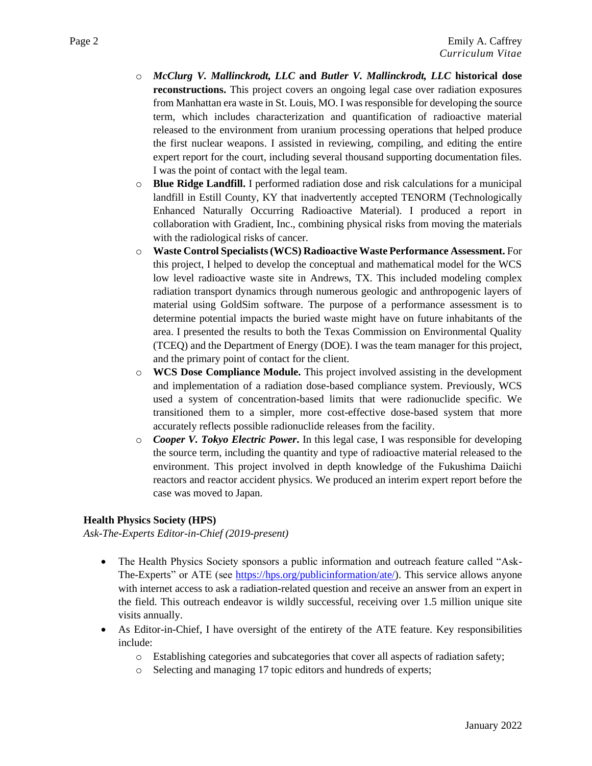- ***McClurg V. Mallinckrodt, LLC* and *Butler V. Mallinckrodt, LLC* historical dose reconstructions.** This project covers an ongoing legal case over radiation exposures from Manhattan era waste in St. Louis, MO. I was responsible for developing the source term, which includes characterization and quantification of radioactive material released to the environment from uranium processing operations that helped produce the first nuclear weapons. I assisted in reviewing, compiling, and editing the entire expert report for the court, including several thousand supporting documentation files. I was the point of contact with the legal team.
- **Blue Ridge Landfill.** I performed radiation dose and risk calculations for a municipal landfill in Estill County, KY that inadvertently accepted TENORM (Technologically Enhanced Naturally Occurring Radioactive Material). I produced a report in collaboration with Gradient, Inc., combining physical risks from moving the materials with the radiological risks of cancer.
- **Waste Control Specialists (WCS) Radioactive Waste Performance Assessment.** For this project, I helped to develop the conceptual and mathematical model for the WCS low level radioactive waste site in Andrews, TX. This included modeling complex radiation transport dynamics through numerous geologic and anthropogenic layers of material using GoldSim software. The purpose of a performance assessment is to determine potential impacts the buried waste might have on future inhabitants of the area. I presented the results to both the Texas Commission on Environmental Quality (TCEQ) and the Department of Energy (DOE). I was the team manager for this project, and the primary point of contact for the client.
- **WCS Dose Compliance Module.** This project involved assisting in the development and implementation of a radiation dose-based compliance system. Previously, WCS used a system of concentration-based limits that were radionuclide specific. We transitioned them to a simpler, more cost-effective dose-based system that more accurately reflects possible radionuclide releases from the facility.
- ***Cooper V. Tokyo Electric Power*.** In this legal case, I was responsible for developing the source term, including the quantity and type of radioactive material released to the environment. This project involved in depth knowledge of the Fukushima Daiichi reactors and reactor accident physics. We produced an interim expert report before the case was moved to Japan.

**Health Physics Society (HPS)**

*Ask-The-Experts Editor-in-Chief (2019-present)*

- The Health Physics Society sponsors a public information and outreach feature called "Ask-The-Experts" or ATE (see https://hps.org/publicinformation/ate/). This service allows anyone with internet access to ask a radiation-related question and receive an answer from an expert in the field. This outreach endeavor is wildly successful, receiving over 1.5 million unique site visits annually.
- As Editor-in-Chief, I have oversight of the entirety of the ATE feature. Key responsibilities include:
  - Establishing categories and subcategories that cover all aspects of radiation safety;
  - Selecting and managing 17 topic editors and hundreds of experts;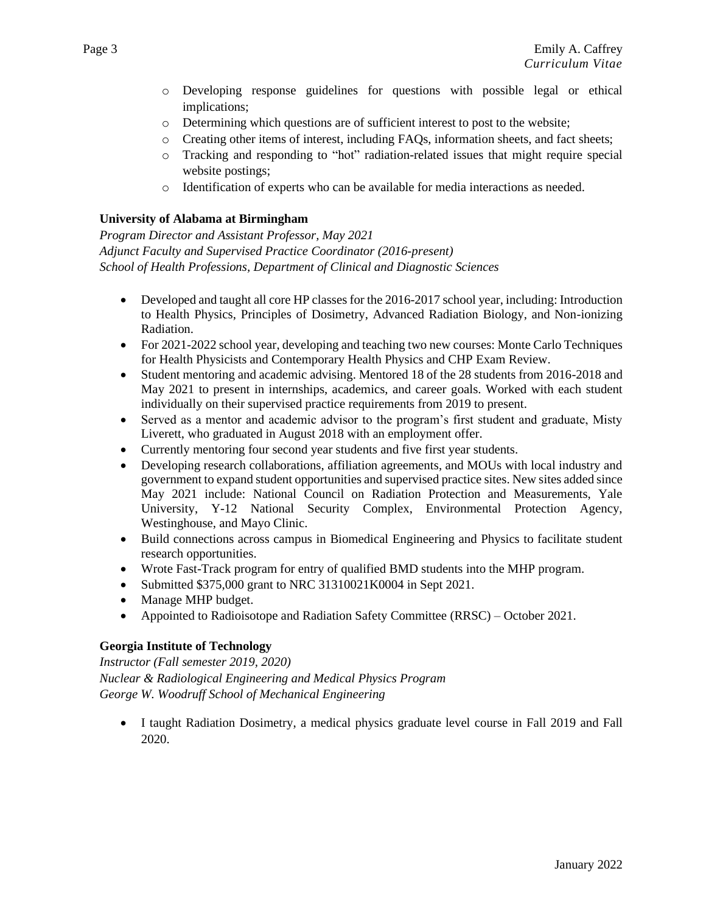- Developing response guidelines for questions with possible legal or ethical implications;
- Determining which questions are of sufficient interest to post to the website;
- Creating other items of interest, including FAQs, information sheets, and fact sheets;
- Tracking and responding to "hot" radiation-related issues that might require special website postings;
- Identification of experts who can be available for media interactions as needed.

**University of Alabama at Birmingham**
*Program Director and Assistant Professor, May 2021*
*Adjunct Faculty and Supervised Practice Coordinator (2016-present)*
*School of Health Professions, Department of Clinical and Diagnostic Sciences*

- Developed and taught all core HP classes for the 2016-2017 school year, including: Introduction to Health Physics, Principles of Dosimetry, Advanced Radiation Biology, and Non-ionizing Radiation.
- For 2021-2022 school year, developing and teaching two new courses: Monte Carlo Techniques for Health Physicists and Contemporary Health Physics and CHP Exam Review.
- Student mentoring and academic advising. Mentored 18 of the 28 students from 2016-2018 and May 2021 to present in internships, academics, and career goals. Worked with each student individually on their supervised practice requirements from 2019 to present.
- Served as a mentor and academic advisor to the program's first student and graduate, Misty Liverett, who graduated in August 2018 with an employment offer.
- Currently mentoring four second year students and five first year students.
- Developing research collaborations, affiliation agreements, and MOUs with local industry and government to expand student opportunities and supervised practice sites. New sites added since May 2021 include: National Council on Radiation Protection and Measurements, Yale University, Y-12 National Security Complex, Environmental Protection Agency, Westinghouse, and Mayo Clinic.
- Build connections across campus in Biomedical Engineering and Physics to facilitate student research opportunities.
- Wrote Fast-Track program for entry of qualified BMD students into the MHP program.
- Submitted $375,000 grant to NRC 31310021K0004 in Sept 2021.
- Manage MHP budget.
- Appointed to Radioisotope and Radiation Safety Committee (RRSC) – October 2021.

**Georgia Institute of Technology**
*Instructor (Fall semester 2019, 2020)*
*Nuclear & Radiological Engineering and Medical Physics Program*
*George W. Woodruff School of Mechanical Engineering*

- I taught Radiation Dosimetry, a medical physics graduate level course in Fall 2019 and Fall 2020.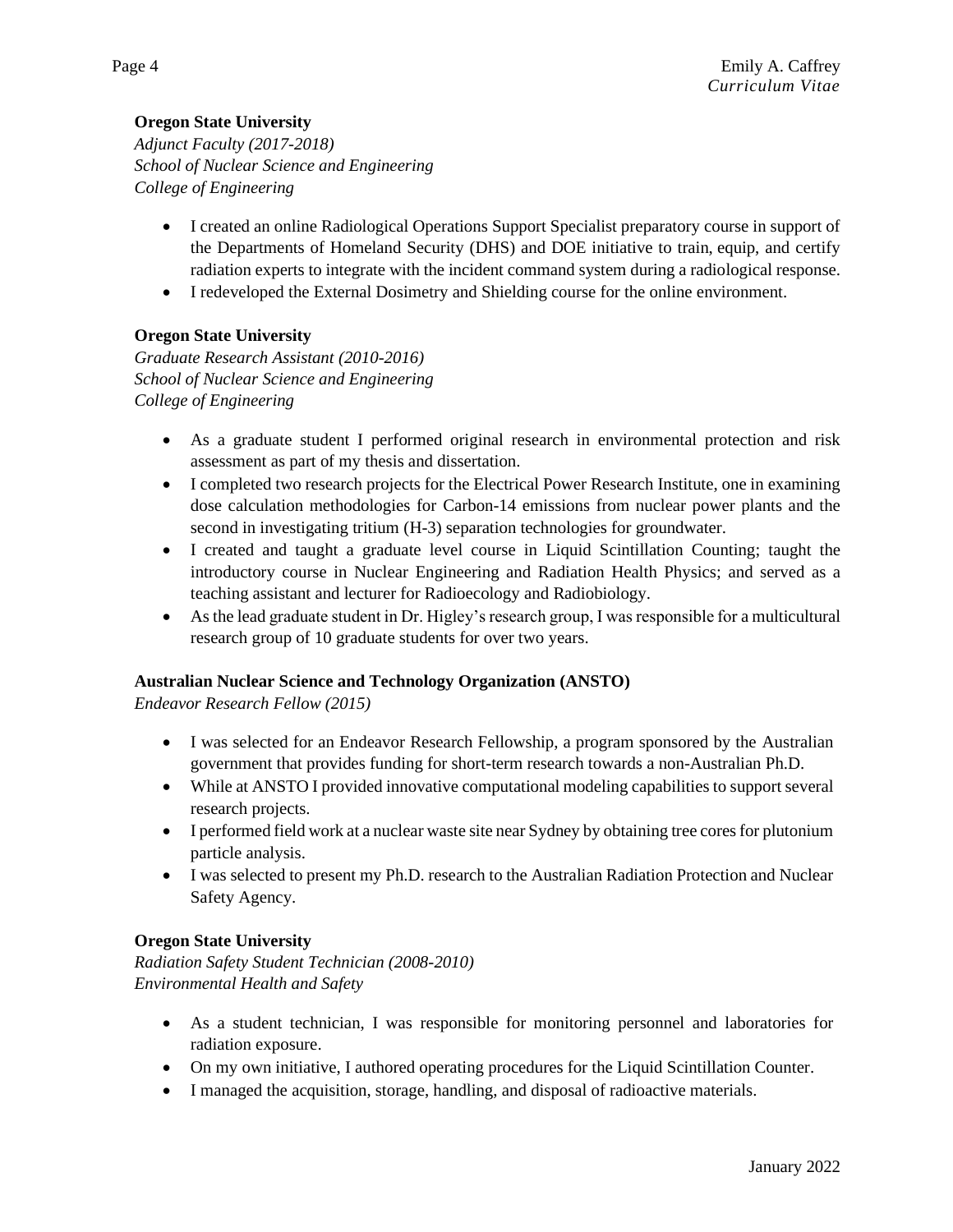**Oregon State University**
*Adjunct Faculty (2017-2018)*
*School of Nuclear Science and Engineering*
*College of Engineering*

- I created an online Radiological Operations Support Specialist preparatory course in support of the Departments of Homeland Security (DHS) and DOE initiative to train, equip, and certify radiation experts to integrate with the incident command system during a radiological response.
- I redeveloped the External Dosimetry and Shielding course for the online environment.

**Oregon State University**
*Graduate Research Assistant (2010-2016)*
*School of Nuclear Science and Engineering*
*College of Engineering*

- As a graduate student I performed original research in environmental protection and risk assessment as part of my thesis and dissertation.
- I completed two research projects for the Electrical Power Research Institute, one in examining dose calculation methodologies for Carbon-14 emissions from nuclear power plants and the second in investigating tritium (H-3) separation technologies for groundwater.
- I created and taught a graduate level course in Liquid Scintillation Counting; taught the introductory course in Nuclear Engineering and Radiation Health Physics; and served as a teaching assistant and lecturer for Radioecology and Radiobiology.
- As the lead graduate student in Dr. Higley's research group, I was responsible for a multicultural research group of 10 graduate students for over two years.

**Australian Nuclear Science and Technology Organization (ANSTO)**
*Endeavor Research Fellow (2015)*

- I was selected for an Endeavor Research Fellowship, a program sponsored by the Australian government that provides funding for short-term research towards a non-Australian Ph.D.
- While at ANSTO I provided innovative computational modeling capabilities to support several research projects.
- I performed field work at a nuclear waste site near Sydney by obtaining tree cores for plutonium particle analysis.
- I was selected to present my Ph.D. research to the Australian Radiation Protection and Nuclear Safety Agency.

**Oregon State University**
*Radiation Safety Student Technician (2008-2010)*
*Environmental Health and Safety*

- As a student technician, I was responsible for monitoring personnel and laboratories for radiation exposure.
- On my own initiative, I authored operating procedures for the Liquid Scintillation Counter.
- I managed the acquisition, storage, handling, and disposal of radioactive materials.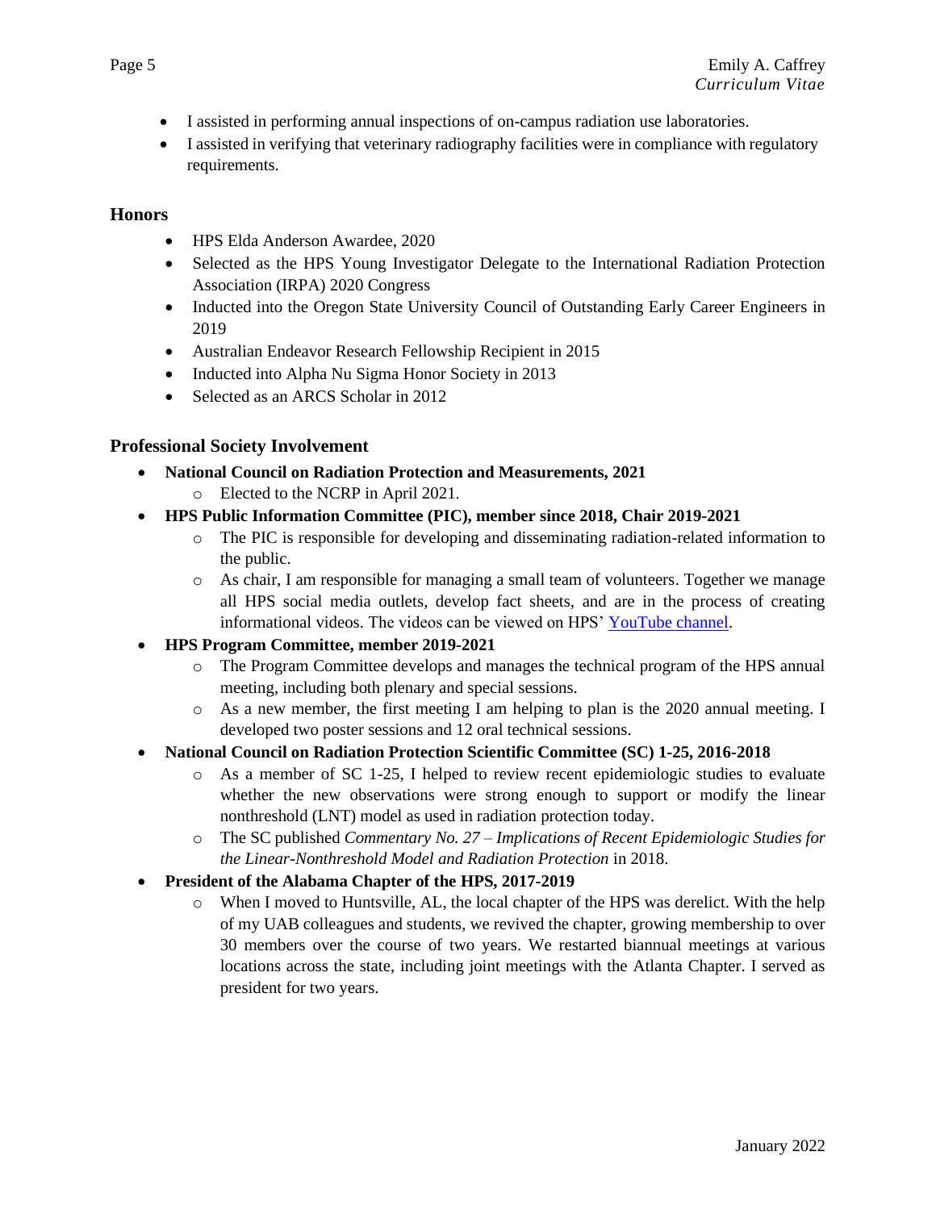- I assisted in performing annual inspections of on-campus radiation use laboratories.
- I assisted in verifying that veterinary radiography facilities were in compliance with regulatory requirements.

## Honors

- HPS Elda Anderson Awardee, 2020
- Selected as the HPS Young Investigator Delegate to the International Radiation Protection Association (IRPA) 2020 Congress
- Inducted into the Oregon State University Council of Outstanding Early Career Engineers in 2019
- Australian Endeavor Research Fellowship Recipient in 2015
- Inducted into Alpha Nu Sigma Honor Society in 2013
- Selected as an ARCS Scholar in 2012

## Professional Society Involvement

- **National Council on Radiation Protection and Measurements, 2021**
  - Elected to the NCRP in April 2021.
- **HPS Public Information Committee (PIC), member since 2018, Chair 2019-2021**
  - The PIC is responsible for developing and disseminating radiation-related information to the public.
  - As chair, I am responsible for managing a small team of volunteers. Together we manage all HPS social media outlets, develop fact sheets, and are in the process of creating informational videos. The videos can be viewed on HPS' YouTube channel.
- **HPS Program Committee, member 2019-2021**
  - The Program Committee develops and manages the technical program of the HPS annual meeting, including both plenary and special sessions.
  - As a new member, the first meeting I am helping to plan is the 2020 annual meeting. I developed two poster sessions and 12 oral technical sessions.
- **National Council on Radiation Protection Scientific Committee (SC) 1-25, 2016-2018**
  - As a member of SC 1-25, I helped to review recent epidemiologic studies to evaluate whether the new observations were strong enough to support or modify the linear nonthreshold (LNT) model as used in radiation protection today.
  - The SC published *Commentary No. 27 – Implications of Recent Epidemiologic Studies for the Linear-Nonthreshold Model and Radiation Protection* in 2018.
- **President of the Alabama Chapter of the HPS, 2017-2019**
  - When I moved to Huntsville, AL, the local chapter of the HPS was derelict. With the help of my UAB colleagues and students, we revived the chapter, growing membership to over 30 members over the course of two years. We restarted biannual meetings at various locations across the state, including joint meetings with the Atlanta Chapter. I served as president for two years.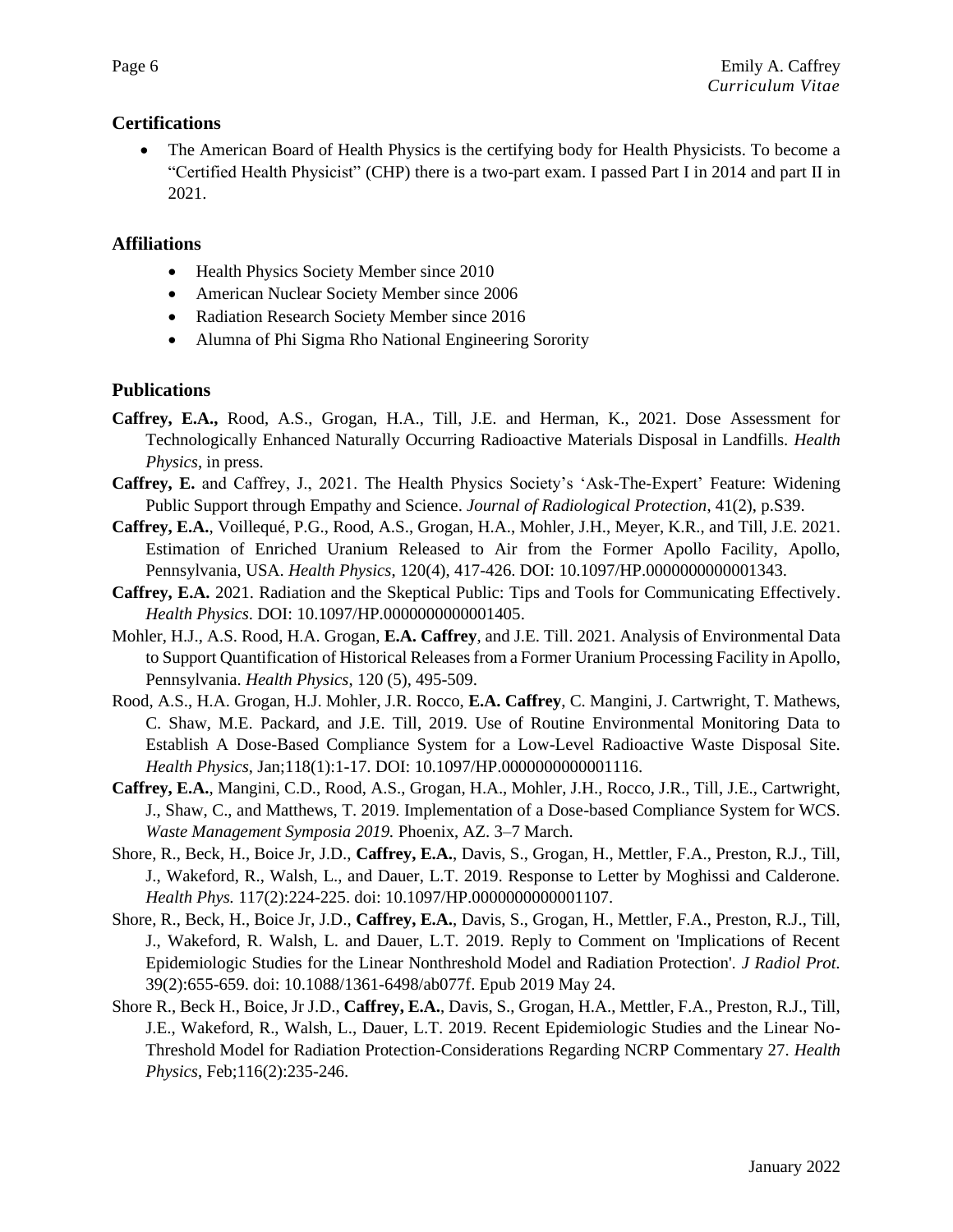## Certifications

- The American Board of Health Physics is the certifying body for Health Physicists. To become a "Certified Health Physicist" (CHP) there is a two-part exam. I passed Part I in 2014 and part II in 2021.

## Affiliations

- Health Physics Society Member since 2010
- American Nuclear Society Member since 2006
- Radiation Research Society Member since 2016
- Alumna of Phi Sigma Rho National Engineering Sorority

## Publications

**Caffrey, E.A.,** Rood, A.S., Grogan, H.A., Till, J.E. and Herman, K., 2021. Dose Assessment for Technologically Enhanced Naturally Occurring Radioactive Materials Disposal in Landfills. *Health Physics*, in press.

**Caffrey, E.** and Caffrey, J., 2021. The Health Physics Society's 'Ask-The-Expert' Feature: Widening Public Support through Empathy and Science. *Journal of Radiological Protection*, 41(2), p.S39.

**Caffrey, E.A.**, Voillequé, P.G., Rood, A.S., Grogan, H.A., Mohler, J.H., Meyer, K.R., and Till, J.E. 2021. Estimation of Enriched Uranium Released to Air from the Former Apollo Facility, Apollo, Pennsylvania, USA. *Health Physics*, 120(4), 417-426. DOI: 10.1097/HP.0000000000001343.

**Caffrey, E.A.** 2021. Radiation and the Skeptical Public: Tips and Tools for Communicating Effectively. *Health Physics*. DOI: 10.1097/HP.0000000000001405.

Mohler, H.J., A.S. Rood, H.A. Grogan, **E.A. Caffrey**, and J.E. Till. 2021. Analysis of Environmental Data to Support Quantification of Historical Releases from a Former Uranium Processing Facility in Apollo, Pennsylvania. *Health Physics*, 120 (5), 495-509.

Rood, A.S., H.A. Grogan, H.J. Mohler, J.R. Rocco, **E.A. Caffrey**, C. Mangini, J. Cartwright, T. Mathews, C. Shaw, M.E. Packard, and J.E. Till, 2019. Use of Routine Environmental Monitoring Data to Establish A Dose-Based Compliance System for a Low-Level Radioactive Waste Disposal Site. *Health Physics*, Jan;118(1):1-17. DOI: 10.1097/HP.0000000000001116.

**Caffrey, E.A.**, Mangini, C.D., Rood, A.S., Grogan, H.A., Mohler, J.H., Rocco, J.R., Till, J.E., Cartwright, J., Shaw, C., and Matthews, T. 2019. Implementation of a Dose-based Compliance System for WCS. *Waste Management Symposia 2019.* Phoenix, AZ. 3–7 March.

Shore, R., Beck, H., Boice Jr, J.D., **Caffrey, E.A.**, Davis, S., Grogan, H., Mettler, F.A., Preston, R.J., Till, J., Wakeford, R., Walsh, L., and Dauer, L.T. 2019. Response to Letter by Moghissi and Calderone. *Health Phys.* 117(2):224-225. doi: 10.1097/HP.0000000000001107.

Shore, R., Beck, H., Boice Jr, J.D., **Caffrey, E.A.**, Davis, S., Grogan, H., Mettler, F.A., Preston, R.J., Till, J., Wakeford, R. Walsh, L. and Dauer, L.T. 2019. Reply to Comment on 'Implications of Recent Epidemiologic Studies for the Linear Nonthreshold Model and Radiation Protection'. *J Radiol Prot.* 39(2):655-659. doi: 10.1088/1361-6498/ab077f. Epub 2019 May 24.

Shore R., Beck H., Boice, Jr J.D., **Caffrey, E.A.**, Davis, S., Grogan, H.A., Mettler, F.A., Preston, R.J., Till, J.E., Wakeford, R., Walsh, L., Dauer, L.T. 2019. Recent Epidemiologic Studies and the Linear No-Threshold Model for Radiation Protection-Considerations Regarding NCRP Commentary 27. *Health Physics*, Feb;116(2):235-246.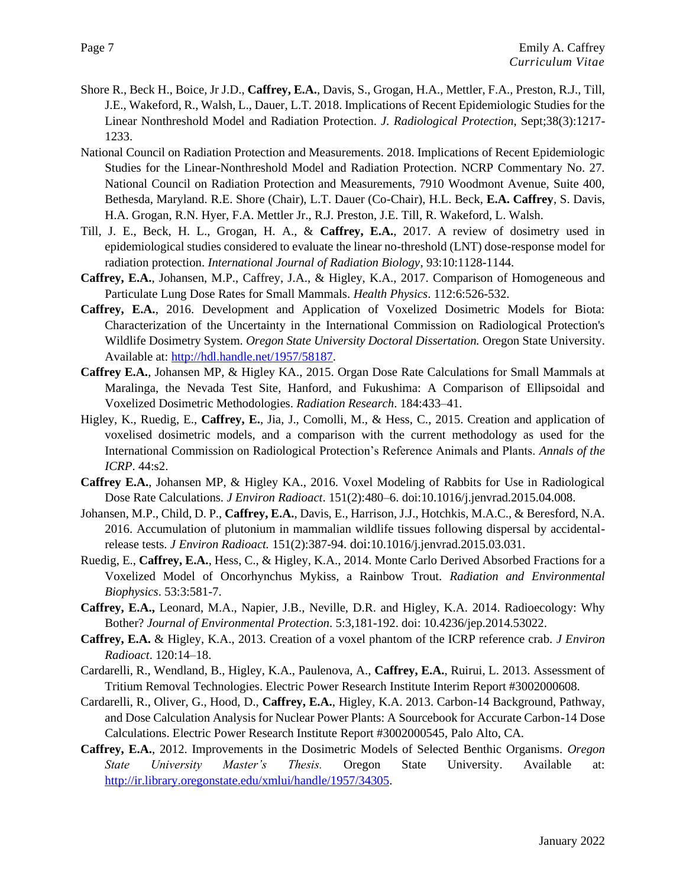Shore R., Beck H., Boice, Jr J.D., **Caffrey, E.A.**, Davis, S., Grogan, H.A., Mettler, F.A., Preston, R.J., Till, J.E., Wakeford, R., Walsh, L., Dauer, L.T. 2018. Implications of Recent Epidemiologic Studies for the Linear Nonthreshold Model and Radiation Protection. *J. Radiological Protection,* Sept;38(3):1217-1233.

National Council on Radiation Protection and Measurements. 2018. Implications of Recent Epidemiologic Studies for the Linear-Nonthreshold Model and Radiation Protection. NCRP Commentary No. 27. National Council on Radiation Protection and Measurements, 7910 Woodmont Avenue, Suite 400, Bethesda, Maryland. R.E. Shore (Chair), L.T. Dauer (Co-Chair), H.L. Beck, **E.A. Caffrey**, S. Davis, H.A. Grogan, R.N. Hyer, F.A. Mettler Jr., R.J. Preston, J.E. Till, R. Wakeford, L. Walsh.

Till, J. E., Beck, H. L., Grogan, H. A., & **Caffrey, E.A.**, 2017. A review of dosimetry used in epidemiological studies considered to evaluate the linear no-threshold (LNT) dose-response model for radiation protection. *International Journal of Radiation Biology*, 93:10:1128-1144.

**Caffrey, E.A.**, Johansen, M.P., Caffrey, J.A., & Higley, K.A., 2017. Comparison of Homogeneous and Particulate Lung Dose Rates for Small Mammals. *Health Physics*. 112:6:526-532.

**Caffrey, E.A.**, 2016. Development and Application of Voxelized Dosimetric Models for Biota: Characterization of the Uncertainty in the International Commission on Radiological Protection's Wildlife Dosimetry System. *Oregon State University Doctoral Dissertation.* Oregon State University. Available at: http://hdl.handle.net/1957/58187.

**Caffrey E.A.**, Johansen MP, & Higley KA., 2015. Organ Dose Rate Calculations for Small Mammals at Maralinga, the Nevada Test Site, Hanford, and Fukushima: A Comparison of Ellipsoidal and Voxelized Dosimetric Methodologies. *Radiation Research*. 184:433–41.

Higley, K., Ruedig, E., **Caffrey, E.**, Jia, J., Comolli, M., & Hess, C., 2015. Creation and application of voxelised dosimetric models, and a comparison with the current methodology as used for the International Commission on Radiological Protection's Reference Animals and Plants. *Annals of the ICRP*. 44:s2.

**Caffrey E.A.**, Johansen MP, & Higley KA., 2016. Voxel Modeling of Rabbits for Use in Radiological Dose Rate Calculations. *J Environ Radioact*. 151(2):480–6. doi:10.1016/j.jenvrad.2015.04.008.

Johansen, M.P., Child, D. P., **Caffrey, E.A.**, Davis, E., Harrison, J.J., Hotchkis, M.A.C., & Beresford, N.A. 2016. Accumulation of plutonium in mammalian wildlife tissues following dispersal by accidental-release tests. *J Environ Radioact.* 151(2):387-94. doi:10.1016/j.jenvrad.2015.03.031.

Ruedig, E., **Caffrey, E.A.**, Hess, C., & Higley, K.A., 2014. Monte Carlo Derived Absorbed Fractions for a Voxelized Model of Oncorhynchus Mykiss, a Rainbow Trout. *Radiation and Environmental Biophysics*. 53:3:581-7.

**Caffrey, E.A.,** Leonard, M.A., Napier, J.B., Neville, D.R. and Higley, K.A. 2014. Radioecology: Why Bother? *Journal of Environmental Protection*. 5:3,181-192. doi: 10.4236/jep.2014.53022.

**Caffrey, E.A.** & Higley, K.A., 2013. Creation of a voxel phantom of the ICRP reference crab. *J Environ Radioact*. 120:14–18.

Cardarelli, R., Wendland, B., Higley, K.A., Paulenova, A., **Caffrey, E.A.**, Ruirui, L. 2013. Assessment of Tritium Removal Technologies. Electric Power Research Institute Interim Report #3002000608.

Cardarelli, R., Oliver, G., Hood, D., **Caffrey, E.A.**, Higley, K.A. 2013. Carbon-14 Background, Pathway, and Dose Calculation Analysis for Nuclear Power Plants: A Sourcebook for Accurate Carbon-14 Dose Calculations. Electric Power Research Institute Report #3002000545, Palo Alto, CA.

**Caffrey, E.A.**, 2012. Improvements in the Dosimetric Models of Selected Benthic Organisms. *Oregon State University Master's Thesis.* Oregon State University. Available at: http://ir.library.oregonstate.edu/xmlui/handle/1957/34305.